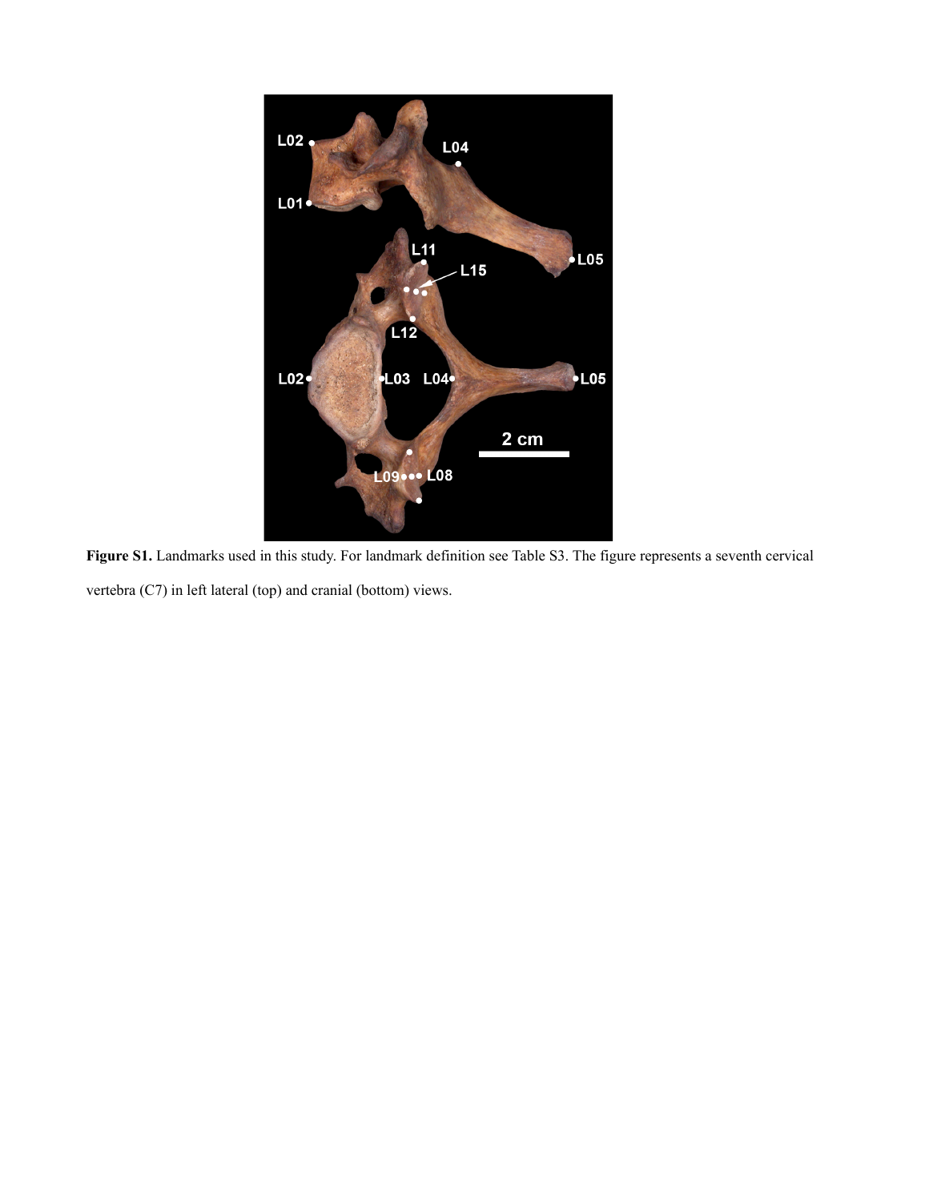**Figure S1.** Landmarks used in this study. For landmark definition see Table S3. The figure represents a seventh cervical vertebra (C7) in left lateral (top) and cranial (bottom) views.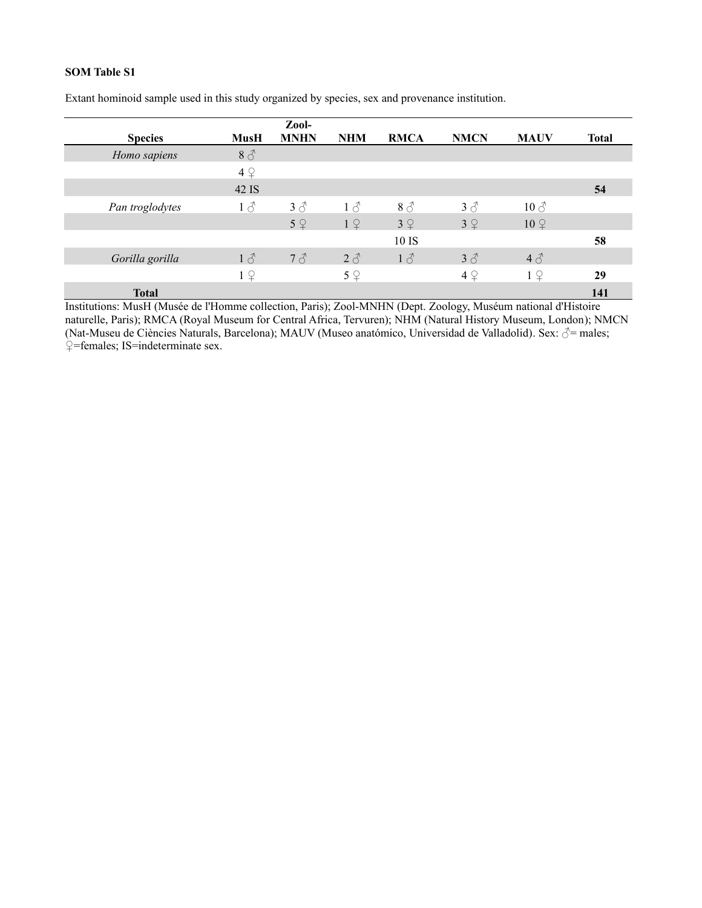**SOM Table S1**

Extant hominoid sample used in this study organized by species, sex and provenance institution.

| Species | MusH | Zool-MNHN | NHM | RMCA | NMCN | MAUV | Total |
|---|---|---|---|---|---|---|---|
| *Homo sapiens* | 8 ♂ | | | | | | |
| | 4 ♀ | | | | | | |
| | 42 IS | | | | | | **54** |
| *Pan troglodytes* | 1 ♂ | 3 ♂ | 1 ♂ | 8 ♂ | 3 ♂ | 10 ♂ | |
| | | 5 ♀ | 1 ♀ | 3 ♀ | 3 ♀ | 10 ♀ | |
| | | | | 10 IS | | | **58** |
| *Gorilla gorilla* | 1 ♂ | 7 ♂ | 2 ♂ | 1 ♂ | 3 ♂ | 4 ♂ | |
| | 1 ♀ | | 5 ♀ | | 4 ♀ | 1 ♀ | **29** |
| **Total** | | | | | | | **141** |

Institutions: MusH (Musée de l'Homme collection, Paris); Zool-MNHN (Dept. Zoology, Muséum national d'Histoire naturelle, Paris); RMCA (Royal Museum for Central Africa, Tervuren); NHM (Natural History Museum, London); NMCN (Nat-Museu de Ciències Naturals, Barcelona); MAUV (Museo anatómico, Universidad de Valladolid). Sex: ♂= males; ♀=females; IS=indeterminate sex.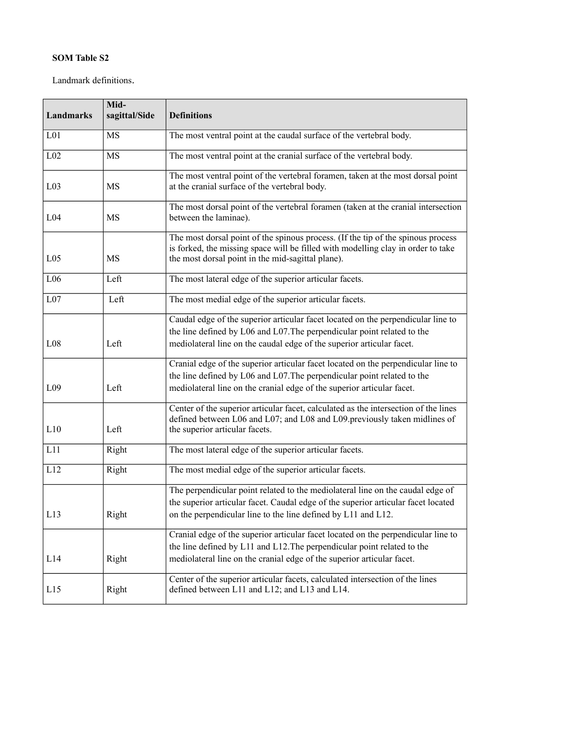**SOM Table S2**

Landmark definitions.

| Landmarks | Mid-sagittal/Side | Definitions |
|---|---|---|
| L01 | MS | The most ventral point at the caudal surface of the vertebral body. |
| L02 | MS | The most ventral point at the cranial surface of the vertebral body. |
| L03 | MS | The most ventral point of the vertebral foramen, taken at the most dorsal point at the cranial surface of the vertebral body. |
| L04 | MS | The most dorsal point of the vertebral foramen (taken at the cranial intersection between the laminae). |
| L05 | MS | The most dorsal point of the spinous process. (If the tip of the spinous process is forked, the missing space will be filled with modelling clay in order to take the most dorsal point in the mid-sagittal plane). |
| L06 | Left | The most lateral edge of the superior articular facets. |
| L07 | Left | The most medial edge of the superior articular facets. |
| L08 | Left | Caudal edge of the superior articular facet located on the perpendicular line to the line defined by L06 and L07.The perpendicular point related to the mediolateral line on the caudal edge of the superior articular facet. |
| L09 | Left | Cranial edge of the superior articular facet located on the perpendicular line to the line defined by L06 and L07.The perpendicular point related to the mediolateral line on the cranial edge of the superior articular facet. |
| L10 | Left | Center of the superior articular facet, calculated as the intersection of the lines defined between L06 and L07; and L08 and L09.previously taken midlines of the superior articular facets. |
| L11 | Right | The most lateral edge of the superior articular facets. |
| L12 | Right | The most medial edge of the superior articular facets. |
| L13 | Right | The perpendicular point related to the mediolateral line on the caudal edge of the superior articular facet. Caudal edge of the superior articular facet located on the perpendicular line to the line defined by L11 and L12. |
| L14 | Right | Cranial edge of the superior articular facet located on the perpendicular line to the line defined by L11 and L12.The perpendicular point related to the mediolateral line on the cranial edge of the superior articular facet. |
| L15 | Right | Center of the superior articular facets, calculated intersection of the lines defined between L11 and L12; and L13 and L14. |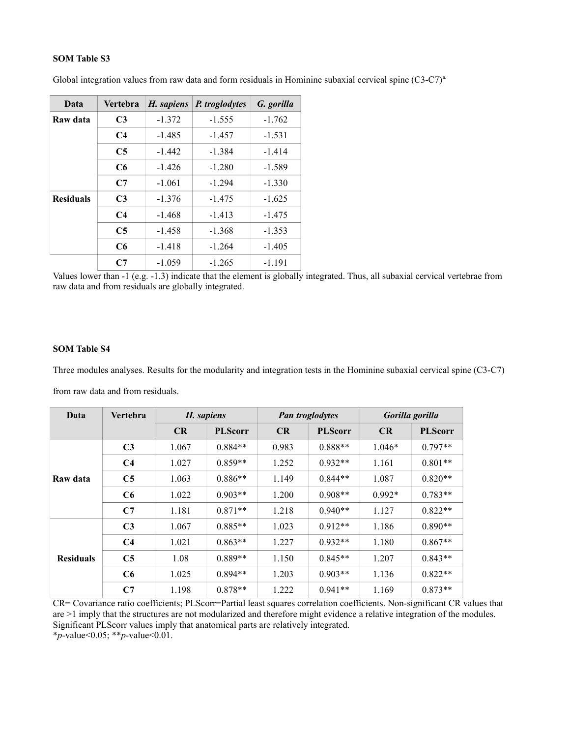**SOM Table S3**

Global integration values from raw data and form residuals in Hominine subaxial cervical spine (C3-C7)[a].

| Data | Vertebra | *H. sapiens* | *P. troglodytes* | *G. gorilla* |
|---|---|---|---|---|
| **Raw data** | **C3** | -1.372 | -1.555 | -1.762 |
| | **C4** | -1.485 | -1.457 | -1.531 |
| | **C5** | -1.442 | -1.384 | -1.414 |
| | **C6** | -1.426 | -1.280 | -1.589 |
| | **C7** | -1.061 | -1.294 | -1.330 |
| **Residuals** | **C3** | -1.376 | -1.475 | -1.625 |
| | **C4** | -1.468 | -1.413 | -1.475 |
| | **C5** | -1.458 | -1.368 | -1.353 |
| | **C6** | -1.418 | -1.264 | -1.405 |
| | **C7** | -1.059 | -1.265 | -1.191 |

Values lower than -1 (e.g. -1.3) indicate that the element is globally integrated. Thus, all subaxial cervical vertebrae from raw data and from residuals are globally integrated.

**SOM Table S4**

Three modules analyses. Results for the modularity and integration tests in the Hominine subaxial cervical spine (C3-C7) from raw data and from residuals.

| Data | Vertebra | *H. sapiens* | | *Pan troglodytes* | | *Gorilla gorilla* | |
|---|---|---|---|---|---|---|---|
| | | **CR** | **PLScorr** | **CR** | **PLScorr** | **CR** | **PLScorr** |
| **Raw data** | **C3** | 1.067 | 0.884** | 0.983 | 0.888** | 1.046* | 0.797** |
| | **C4** | 1.027 | 0.859** | 1.252 | 0.932** | 1.161 | 0.801** |
| | **C5** | 1.063 | 0.886** | 1.149 | 0.844** | 1.087 | 0.820** |
| | **C6** | 1.022 | 0.903** | 1.200 | 0.908** | 0.992* | 0.783** |
| | **C7** | 1.181 | 0.871** | 1.218 | 0.940** | 1.127 | 0.822** |
| **Residuals** | **C3** | 1.067 | 0.885** | 1.023 | 0.912** | 1.186 | 0.890** |
| | **C4** | 1.021 | 0.863** | 1.227 | 0.932** | 1.180 | 0.867** |
| | **C5** | 1.08 | 0.889** | 1.150 | 0.845** | 1.207 | 0.843** |
| | **C6** | 1.025 | 0.894** | 1.203 | 0.903** | 1.136 | 0.822** |
| | **C7** | 1.198 | 0.878** | 1.222 | 0.941** | 1.169 | 0.873** |

CR= Covariance ratio coefficients; PLScorr=Partial least squares correlation coefficients. Non-significant CR values that are >1 imply that the structures are not modularized and therefore might evidence a relative integration of the modules. Significant PLScorr values imply that anatomical parts are relatively integrated.
*$p$-value<0.05; **$p$-value<0.01.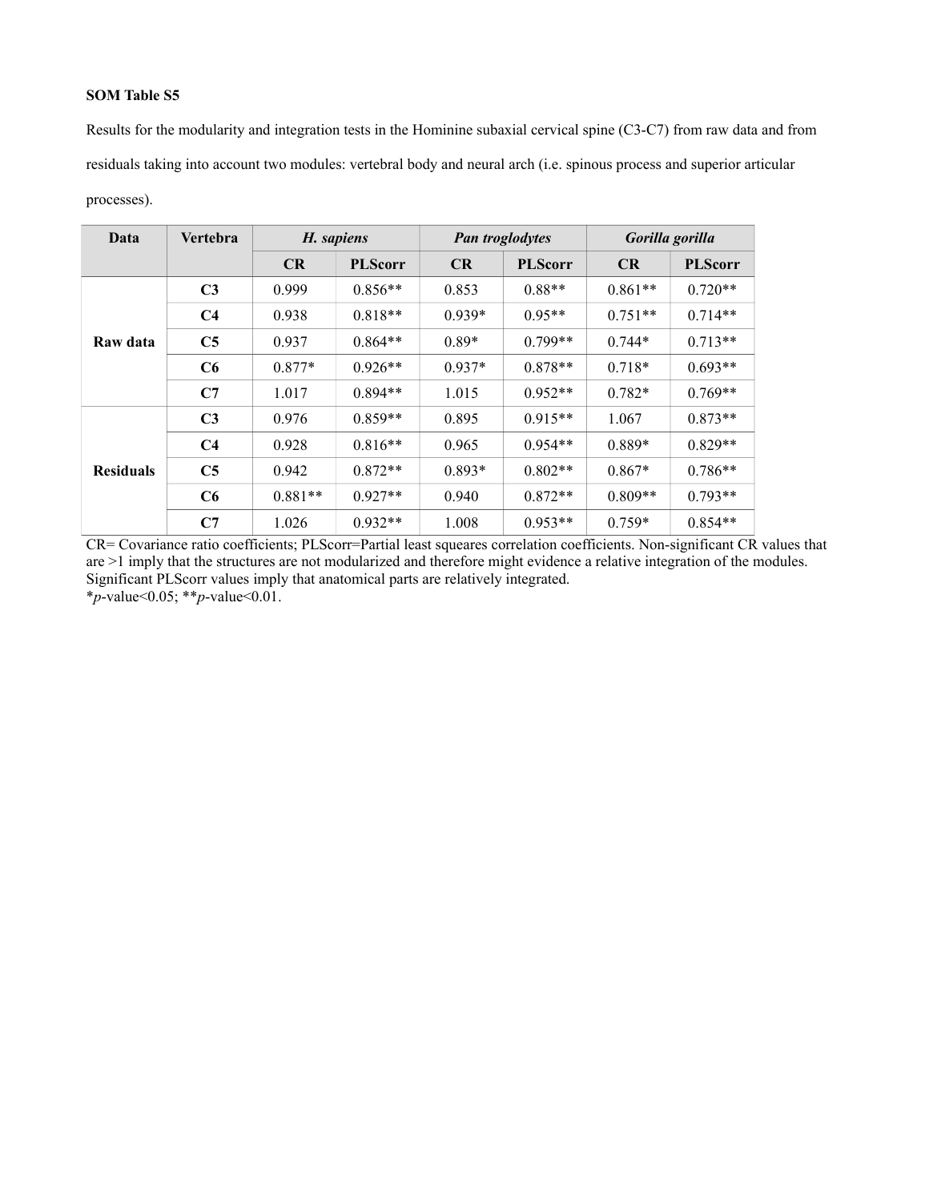**SOM Table S5**

Results for the modularity and integration tests in the Hominine subaxial cervical spine (C3-C7) from raw data and from residuals taking into account two modules: vertebral body and neural arch (i.e. spinous process and superior articular processes).

| Data | Vertebra | *H. sapiens* | | *Pan troglodytes* | | *Gorilla gorilla* | |
|---|---|---|---|---|---|---|---|
| | | **CR** | **PLScorr** | **CR** | **PLScorr** | **CR** | **PLScorr** |
| **Raw data** | **C3** | 0.999 | 0.856** | 0.853 | 0.88** | 0.861** | 0.720** |
| | **C4** | 0.938 | 0.818** | 0.939* | 0.95** | 0.751** | 0.714** |
| | **C5** | 0.937 | 0.864** | 0.89* | 0.799** | 0.744* | 0.713** |
| | **C6** | 0.877* | 0.926** | 0.937* | 0.878** | 0.718* | 0.693** |
| | **C7** | 1.017 | 0.894** | 1.015 | 0.952** | 0.782* | 0.769** |
| **Residuals** | **C3** | 0.976 | 0.859** | 0.895 | 0.915** | 1.067 | 0.873** |
| | **C4** | 0.928 | 0.816** | 0.965 | 0.954** | 0.889* | 0.829** |
| | **C5** | 0.942 | 0.872** | 0.893* | 0.802** | 0.867* | 0.786** |
| | **C6** | 0.881** | 0.927** | 0.940 | 0.872** | 0.809** | 0.793** |
| | **C7** | 1.026 | 0.932** | 1.008 | 0.953** | 0.759* | 0.854** |

CR= Covariance ratio coefficients; PLScorr=Partial least squeares correlation coefficients. Non-significant CR values that are >1 imply that the structures are not modularized and therefore might evidence a relative integration of the modules. Significant PLScorr values imply that anatomical parts are relatively integrated.

**p*-value<0.05; ***p*-value<0.01.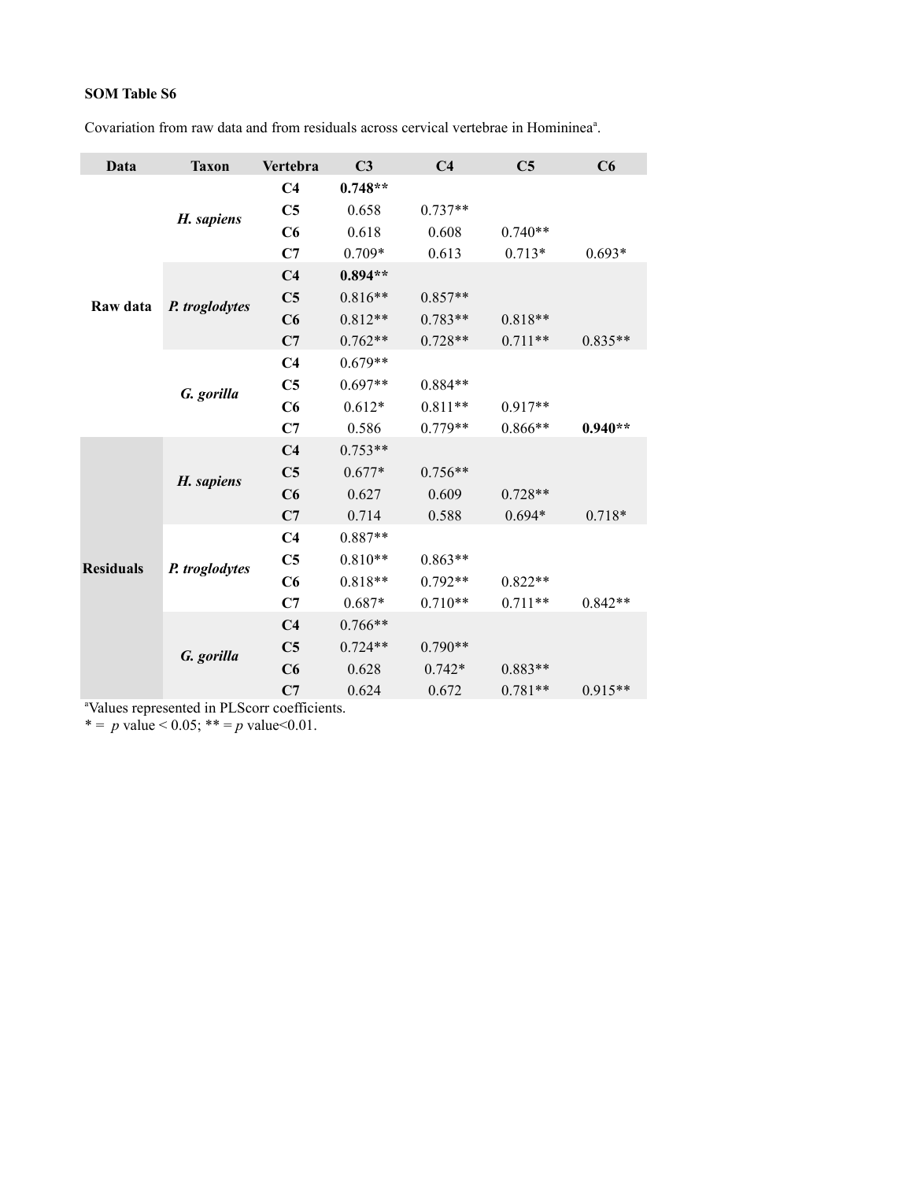**SOM Table S6**

Covariation from raw data and from residuals across cervical vertebrae in Homininea[a].

| Data | Taxon | Vertebra | C3 | C4 | C5 | C6 |
|---|---|---|---|---|---|---|
| Raw data | *H. sapiens* | C4 | **0.748\*\*** | | | |
| | | C5 | 0.658 | 0.737\*\* | | |
| | | C6 | 0.618 | 0.608 | 0.740\*\* | |
| | | C7 | 0.709\* | 0.613 | 0.713\* | 0.693\* |
| | *P. troglodytes* | C4 | **0.894\*\*** | | | |
| | | C5 | 0.816\*\* | 0.857\*\* | | |
| | | C6 | 0.812\*\* | 0.783\*\* | 0.818\*\* | |
| | | C7 | 0.762\*\* | 0.728\*\* | 0.711\*\* | 0.835\*\* |
| | *G. gorilla* | C4 | 0.679\*\* | | | |
| | | C5 | 0.697\*\* | 0.884\*\* | | |
| | | C6 | 0.612\* | 0.811\*\* | 0.917\*\* | |
| | | C7 | 0.586 | 0.779\*\* | 0.866\*\* | **0.940\*\*** |
| Residuals | *H. sapiens* | C4 | 0.753\*\* | | | |
| | | C5 | 0.677\* | 0.756\*\* | | |
| | | C6 | 0.627 | 0.609 | 0.728\*\* | |
| | | C7 | 0.714 | 0.588 | 0.694\* | 0.718\* |
| | *P. troglodytes* | C4 | 0.887\*\* | | | |
| | | C5 | 0.810\*\* | 0.863\*\* | | |
| | | C6 | 0.818\*\* | 0.792\*\* | 0.822\*\* | |
| | | C7 | 0.687\* | 0.710\*\* | 0.711\*\* | 0.842\*\* |
| | *G. gorilla* | C4 | 0.766\*\* | | | |
| | | C5 | 0.724\*\* | 0.790\*\* | | |
| | | C6 | 0.628 | 0.742\* | 0.883\*\* | |
| | | C7 | 0.624 | 0.672 | 0.781\*\* | 0.915\*\* |

[a]Values represented in PLScorr coefficients.

\* = $p$ value < 0.05; \*\* = $p$ value<0.01.